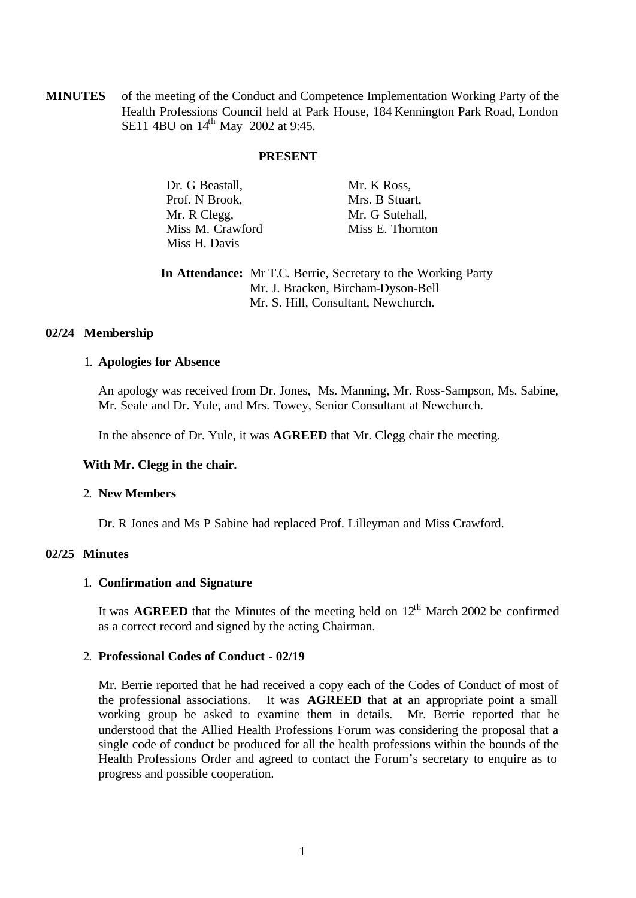**MINUTES** of the meeting of the Conduct and Competence Implementation Working Party of the Health Professions Council held at Park House, 184 Kennington Park Road, London SE11 4BU on 14th May 2002 at 9:45.

**PRESENT**

Dr. G Beastall,
Prof. N Brook,
Mr. R Clegg,
Miss M. Crawford
Miss H. Davis
Mr. K Ross,
Mrs. B Stuart,
Mr. G Sutehall,
Miss E. Thornton

**In Attendance:** Mr T.C. Berrie, Secretary to the Working Party
Mr. J. Bracken, Bircham-Dyson-Bell
Mr. S. Hill, Consultant, Newchurch.

**02/24 Membership**

1. **Apologies for Absence**

An apology was received from Dr. Jones, Ms. Manning, Mr. Ross-Sampson, Ms. Sabine, Mr. Seale and Dr. Yule, and Mrs. Towey, Senior Consultant at Newchurch.

In the absence of Dr. Yule, it was **AGREED** that Mr. Clegg chair the meeting.

**With Mr. Clegg in the chair.**

2. **New Members**

Dr. R Jones and Ms P Sabine had replaced Prof. Lilleyman and Miss Crawford.

**02/25 Minutes**

1. **Confirmation and Signature**

It was **AGREED** that the Minutes of the meeting held on 12th March 2002 be confirmed as a correct record and signed by the acting Chairman.

2. **Professional Codes of Conduct - 02/19**

Mr. Berrie reported that he had received a copy each of the Codes of Conduct of most of the professional associations. It was **AGREED** that at an appropriate point a small working group be asked to examine them in details. Mr. Berrie reported that he understood that the Allied Health Professions Forum was considering the proposal that a single code of conduct be produced for all the health professions within the bounds of the Health Professions Order and agreed to contact the Forum's secretary to enquire as to progress and possible cooperation.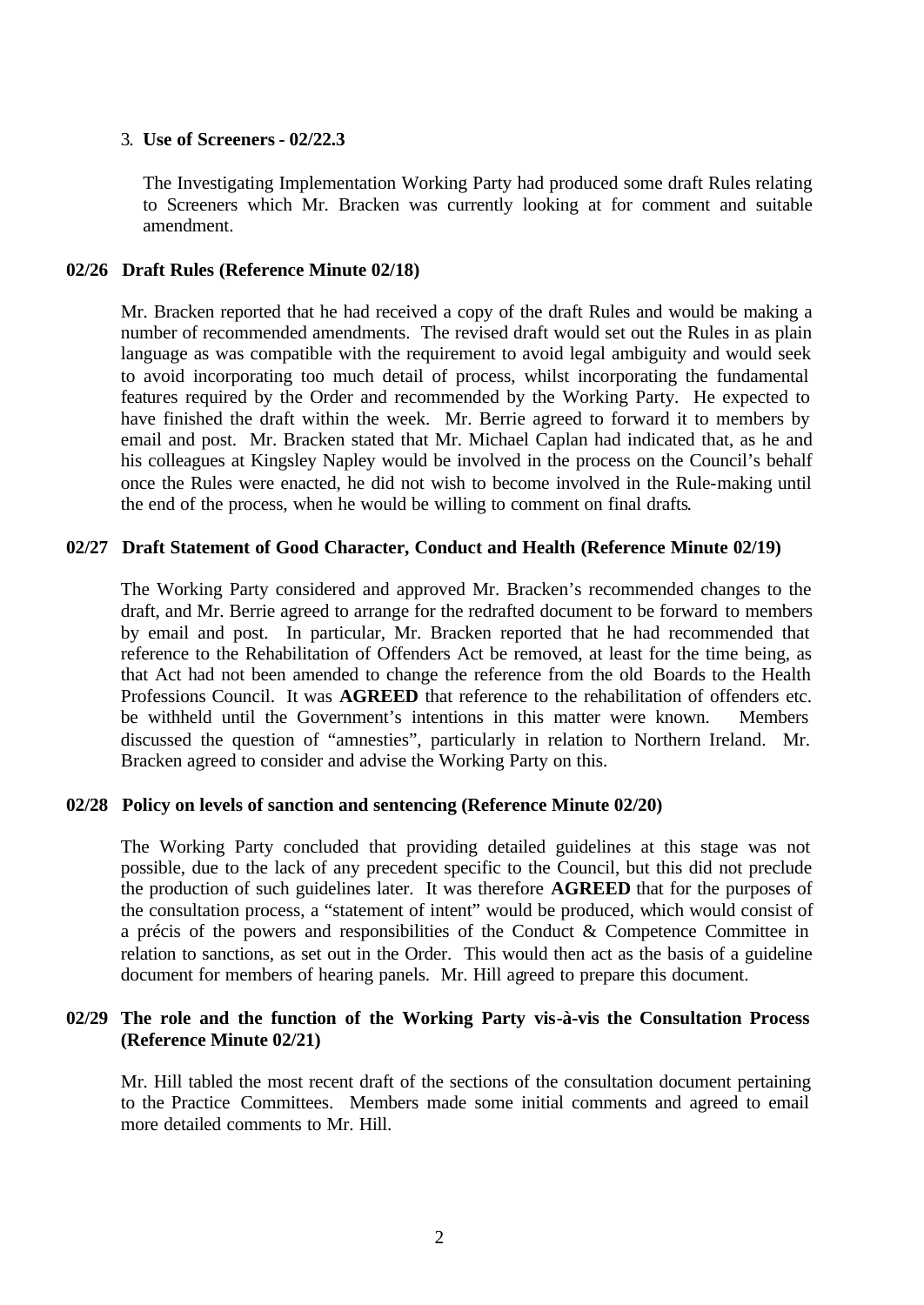3. **Use of Screeners - 02/22.3**

The Investigating Implementation Working Party had produced some draft Rules relating to Screeners which Mr. Bracken was currently looking at for comment and suitable amendment.

**02/26 Draft Rules (Reference Minute 02/18)**

Mr. Bracken reported that he had received a copy of the draft Rules and would be making a number of recommended amendments. The revised draft would set out the Rules in as plain language as was compatible with the requirement to avoid legal ambiguity and would seek to avoid incorporating too much detail of process, whilst incorporating the fundamental features required by the Order and recommended by the Working Party. He expected to have finished the draft within the week. Mr. Berrie agreed to forward it to members by email and post. Mr. Bracken stated that Mr. Michael Caplan had indicated that, as he and his colleagues at Kingsley Napley would be involved in the process on the Council's behalf once the Rules were enacted, he did not wish to become involved in the Rule-making until the end of the process, when he would be willing to comment on final drafts.

**02/27 Draft Statement of Good Character, Conduct and Health (Reference Minute 02/19)**

The Working Party considered and approved Mr. Bracken's recommended changes to the draft, and Mr. Berrie agreed to arrange for the redrafted document to be forward to members by email and post. In particular, Mr. Bracken reported that he had recommended that reference to the Rehabilitation of Offenders Act be removed, at least for the time being, as that Act had not been amended to change the reference from the old Boards to the Health Professions Council. It was **AGREED** that reference to the rehabilitation of offenders etc. be withheld until the Government's intentions in this matter were known. Members discussed the question of "amnesties", particularly in relation to Northern Ireland. Mr. Bracken agreed to consider and advise the Working Party on this.

**02/28 Policy on levels of sanction and sentencing (Reference Minute 02/20)**

The Working Party concluded that providing detailed guidelines at this stage was not possible, due to the lack of any precedent specific to the Council, but this did not preclude the production of such guidelines later. It was therefore **AGREED** that for the purposes of the consultation process, a "statement of intent" would be produced, which would consist of a précis of the powers and responsibilities of the Conduct & Competence Committee in relation to sanctions, as set out in the Order. This would then act as the basis of a guideline document for members of hearing panels. Mr. Hill agreed to prepare this document.

**02/29 The role and the function of the Working Party vis-à-vis the Consultation Process (Reference Minute 02/21)**

Mr. Hill tabled the most recent draft of the sections of the consultation document pertaining to the Practice Committees. Members made some initial comments and agreed to email more detailed comments to Mr. Hill.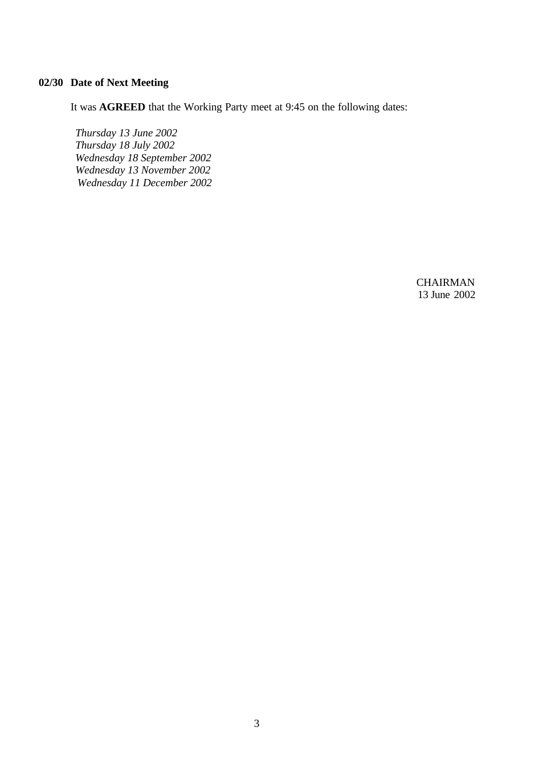**02/30 Date of Next Meeting**

It was **AGREED** that the Working Party meet at 9:45 on the following dates:

*Thursday 13 June 2002*
*Thursday 18 July 2002*
*Wednesday 18 September 2002*
*Wednesday 13 November 2002*
*Wednesday 11 December 2002*

CHAIRMAN
13 June 2002